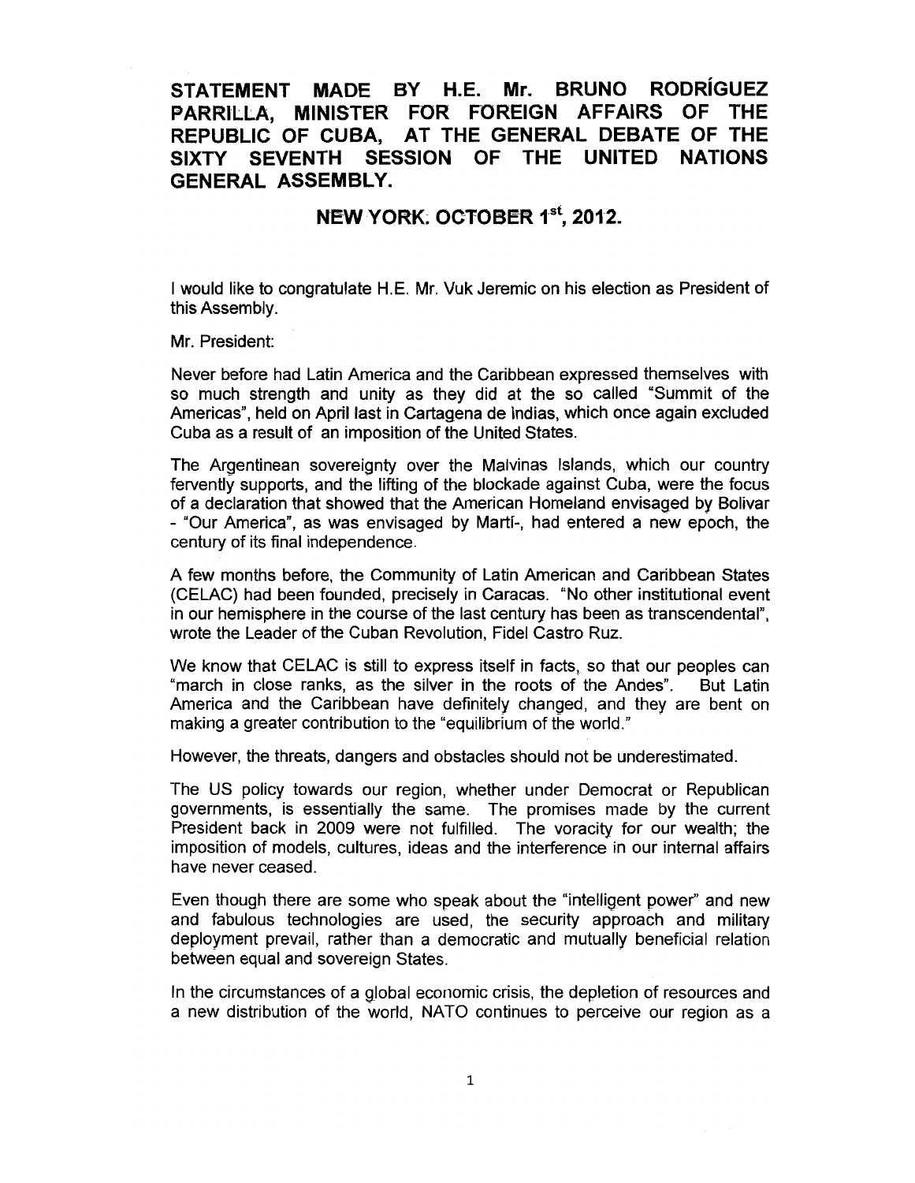# STATEMENT MADE BY H.E. Mr. BRUNO RODRÍGUEZ PARRILLA, MINISTER FOR FOREIGN AFFAIRS OF THE REPUBLIC OF CUBA, AT THE GENERAL DEBATE OF THE SIXTY SEVENTH SESSION OF THE UNITED NATIONS GENERAL ASSEMBLY.

## NEW YORK. OCTOBER 1st, 2012.

I would like to congratulate H.E. Mr. Vuk Jeremic on his election as President of this Assembly.

Mr. President:

Never before had Latin America and the Caribbean expressed themselves with so much strength and unity as they did at the so called "Summit of the Americas", held on April last in Cartagena de Indias, which once again excluded Cuba as a result of an imposition of the United States.

The Argentinean sovereignty over the Malvinas Islands, which our country fervently supports, and the lifting of the blockade against Cuba, were the focus of a declaration that showed that the American Homeland envisaged by Bolivar - "Our America", as was envisaged by Martí-, had entered a new epoch, the century of its final independence.

A few months before, the Community of Latin American and Caribbean States (CELAC) had been founded, precisely in Caracas. "No other institutional event in our hemisphere in the course of the last century has been as transcendental", wrote the Leader of the Cuban Revolution, Fidel Castro Ruz.

We know that CELAC is still to express itself in facts, so that our peoples can "march in close ranks, as the silver in the roots of the Andes". But Latin America and the Caribbean have definitely changed, and they are bent on making a greater contribution to the "equilibrium of the world."

However, the threats, dangers and obstacles should not be underestimated.

The US policy towards our region, whether under Democrat or Republican governments, is essentially the same. The promises made by the current President back in 2009 were not fulfilled. The voracity for our wealth; the imposition of models, cultures, ideas and the interference in our internal affairs have never ceased.

Even though there are some who speak about the "intelligent power" and new and fabulous technologies are used, the security approach and military deployment prevail, rather than a democratic and mutually beneficial relation between equal and sovereign States.

In the circumstances of a global economic crisis, the depletion of resources and a new distribution of the world, NATO continues to perceive our region as a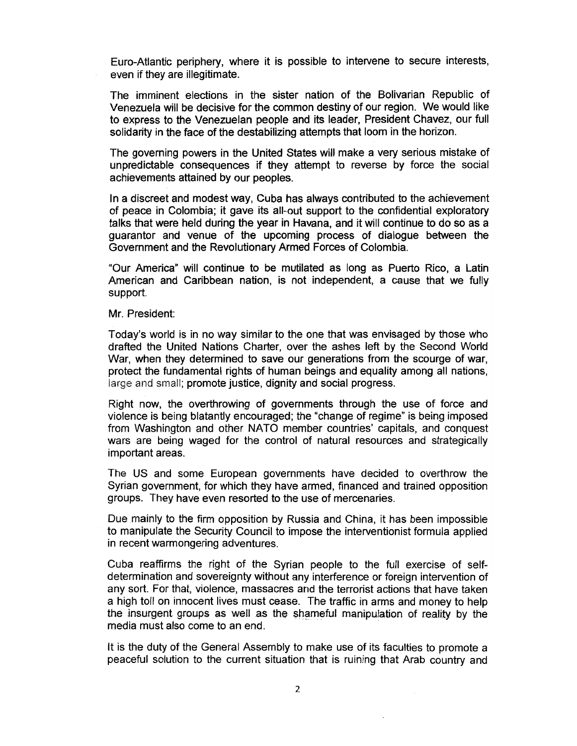Euro-Atlantic periphery, where it is possible to intervene to secure interests, even if they are illegitimate.

The imminent elections in the sister nation of the Bolivarian Republic of Venezuela will be decisive for the common destiny of our region. We would like to express to the Venezuelan people and its leader, President Chavez, our full solidarity in the face of the destabilizing attempts that loom in the horizon.

The governing powers in the United States will make a very serious mistake of unpredictable consequences if they attempt to reverse by force the social achievements attained by our peoples.

In a discreet and modest way, Cuba has always contributed to the achievement of peace in Colombia; it gave its all-out support to the confidential exploratory talks that were held during the year in Havana, and it will continue to do so as a guarantor and venue of the upcoming process of dialogue between the Government and the Revolutionary Armed Forces of Colombia.

"Our America" will continue to be mutilated as long as Puerto Rico, a Latin American and Caribbean nation, is not independent, a cause that we fully support.

Mr. President:

Today's world is in no way similar to the one that was envisaged by those who drafted the United Nations Charter, over the ashes left by the Second World War, when they determined to save our generations from the scourge of war, protect the fundamental rights of human beings and equality among all nations, large and small; promote justice, dignity and social progress.

Right now, the overthrowing of governments through the use of force and violence is being blatantly encouraged; the "change of regime" is being imposed from Washington and other NATO member countries' capitals, and conquest wars are being waged for the control of natural resources and strategically important areas.

The US and some European governments have decided to overthrow the Syrian government, for which they have armed, financed and trained opposition groups. They have even resorted to the use of mercenaries.

Due mainly to the firm opposition by Russia and China, it has been impossible to manipulate the Security Council to impose the interventionist formula applied in recent warmongering adventures.

Cuba reaffirms the right of the Syrian people to the full exercise of self-determination and sovereignty without any interference or foreign intervention of any sort. For that, violence, massacres and the terrorist actions that have taken a high toll on innocent lives must cease. The traffic in arms and money to help the insurgent groups as well as the shameful manipulation of reality by the media must also come to an end.

It is the duty of the General Assembly to make use of its faculties to promote a peaceful solution to the current situation that is ruining that Arab country and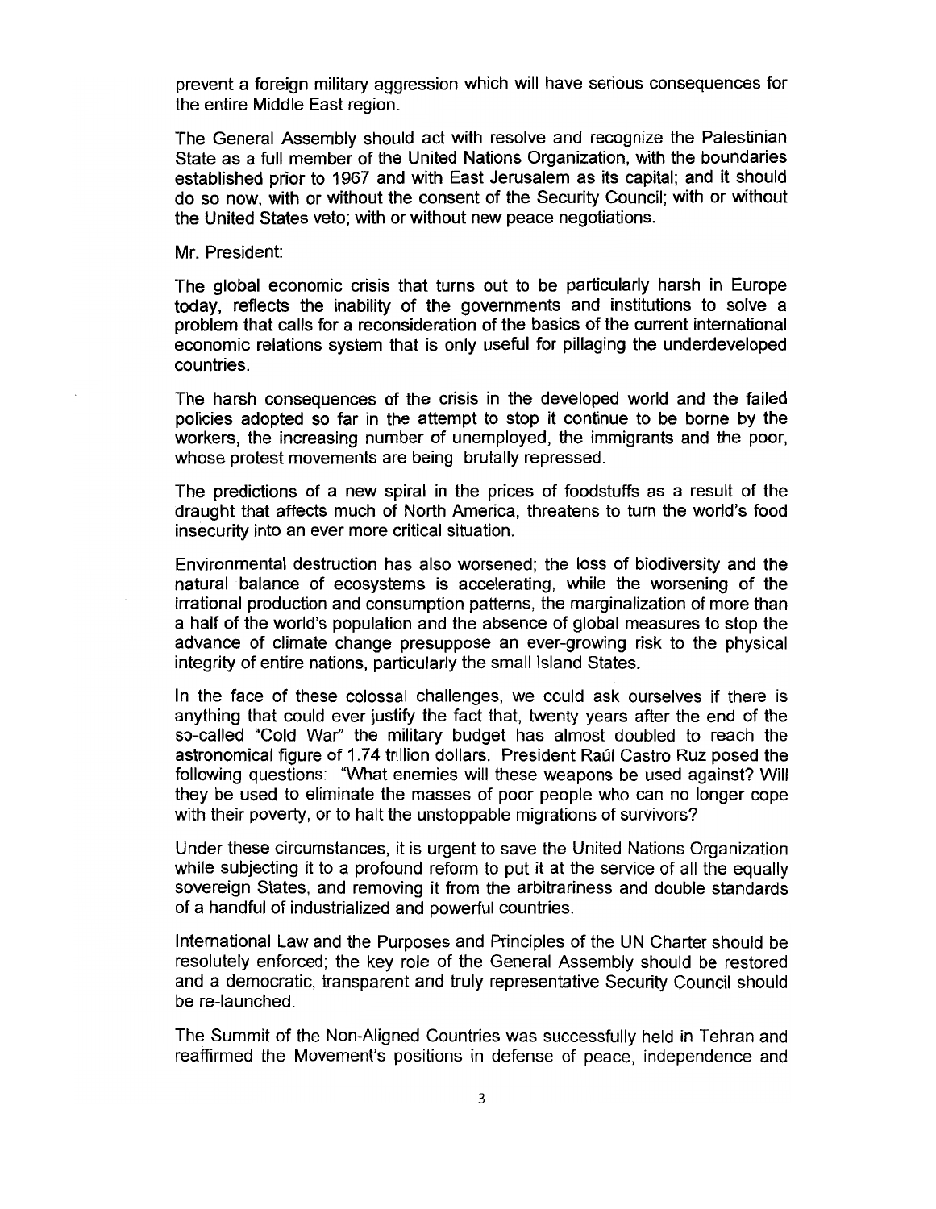prevent a foreign military aggression which will have serious consequences for the entire Middle East region.

The General Assembly should act with resolve and recognize the Palestinian State as a full member of the United Nations Organization, with the boundaries established prior to 1967 and with East Jerusalem as its capital; and it should do so now, with or without the consent of the Security Council; with or without the United States veto; with or without new peace negotiations.

Mr. President:

The global economic crisis that turns out to be particularly harsh in Europe today, reflects the inability of the governments and institutions to solve a problem that calls for a reconsideration of the basics of the current international economic relations system that is only useful for pillaging the underdeveloped countries.

The harsh consequences of the crisis in the developed world and the failed policies adopted so far in the attempt to stop it continue to be borne by the workers, the increasing number of unemployed, the immigrants and the poor, whose protest movements are being brutally repressed.

The predictions of a new spiral in the prices of foodstuffs as a result of the draught that affects much of North America, threatens to turn the world's food insecurity into an ever more critical situation.

Environmental destruction has also worsened; the loss of biodiversity and the natural balance of ecosystems is accelerating, while the worsening of the irrational production and consumption patterns, the marginalization of more than a half of the world's population and the absence of global measures to stop the advance of climate change presuppose an ever-growing risk to the physical integrity of entire nations, particularly the small Island States.

In the face of these colossal challenges, we could ask ourselves if there is anything that could ever justify the fact that, twenty years after the end of the so-called "Cold War" the military budget has almost doubled to reach the astronomical figure of 1.74 trillion dollars. President Raúl Castro Ruz posed the following questions: "What enemies will these weapons be used against? Will they be used to eliminate the masses of poor people who can no longer cope with their poverty, or to halt the unstoppable migrations of survivors?

Under these circumstances, it is urgent to save the United Nations Organization while subjecting it to a profound reform to put it at the service of all the equally sovereign States, and removing it from the arbitrariness and double standards of a handful of industrialized and powerful countries.

International Law and the Purposes and Principles of the UN Charter should be resolutely enforced; the key role of the General Assembly should be restored and a democratic, transparent and truly representative Security Council should be re-launched.

The Summit of the Non-Aligned Countries was successfully held in Tehran and reaffirmed the Movement's positions in defense of peace, independence and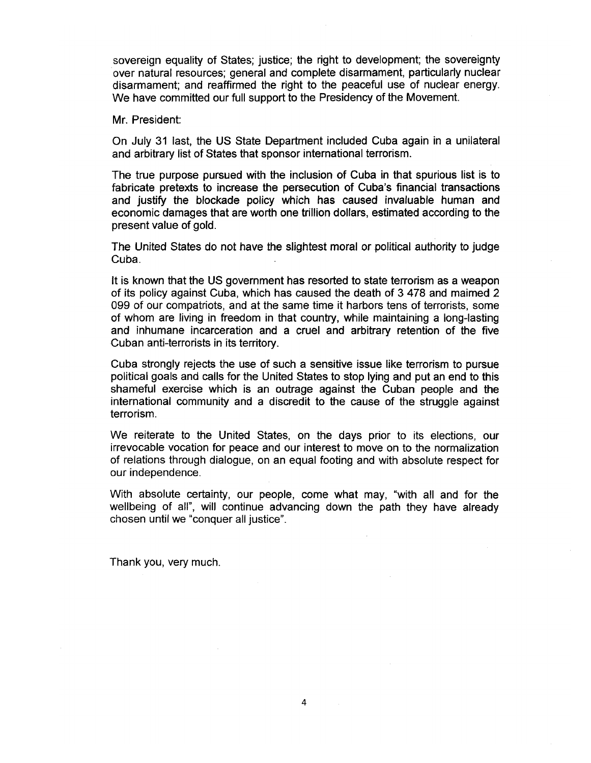sovereign equality of States; justice; the right to development; the sovereignty over natural resources; general and complete disarmament, particularly nuclear disarmament; and reaffirmed the right to the peaceful use of nuclear energy. We have committed our full support to the Presidency of the Movement.

Mr. President:

On July 31 last, the US State Department included Cuba again in a unilateral and arbitrary list of States that sponsor international terrorism.

The true purpose pursued with the inclusion of Cuba in that spurious list is to fabricate pretexts to increase the persecution of Cuba's financial transactions and justify the blockade policy which has caused invaluable human and economic damages that are worth one trillion dollars, estimated according to the present value of gold.

The United States do not have the slightest moral or political authority to judge Cuba.

It is known that the US government has resorted to state terrorism as a weapon of its policy against Cuba, which has caused the death of 3 478 and maimed 2 099 of our compatriots, and at the same time it harbors tens of terrorists, some of whom are living in freedom in that country, while maintaining a long-lasting and inhumane incarceration and a cruel and arbitrary retention of the five Cuban anti-terrorists in its territory.

Cuba strongly rejects the use of such a sensitive issue like terrorism to pursue political goals and calls for the United States to stop lying and put an end to this shameful exercise which is an outrage against the Cuban people and the international community and a discredit to the cause of the struggle against terrorism.

We reiterate to the United States, on the days prior to its elections, our irrevocable vocation for peace and our interest to move on to the normalization of relations through dialogue, on an equal footing and with absolute respect for our independence.

With absolute certainty, our people, come what may, "with all and for the wellbeing of all", will continue advancing down the path they have already chosen until we "conquer all justice".

Thank you, very much.